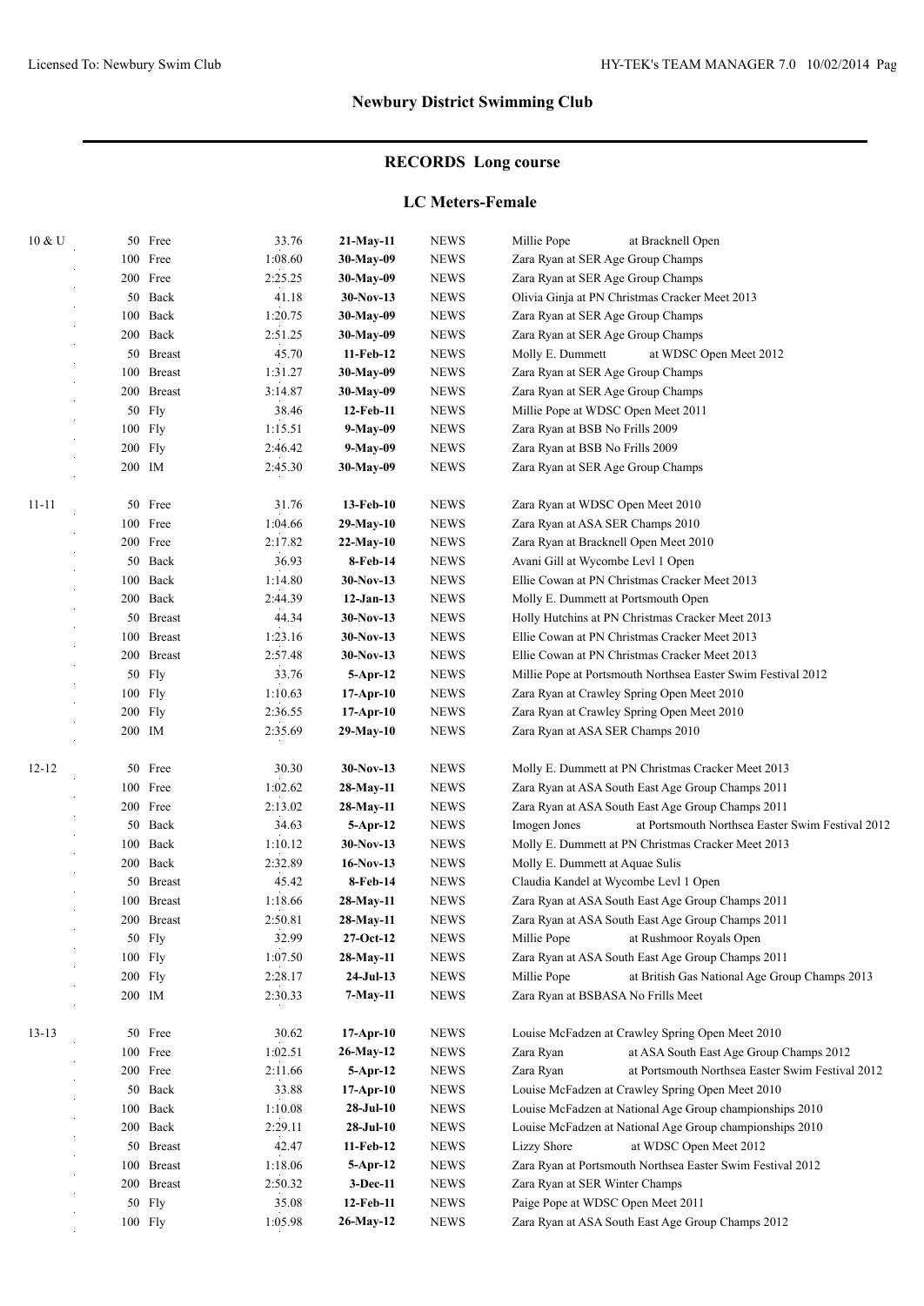## Newbury District Swimming Club

### RECORDS Long course

### LC Meters-Female

| Age | Event | Time | Date | Team | Name / Meet |
|---|---|---|---|---|---|
| 10 & U | 50 Free | 33.76 | **21-May-11** | NEWS | Millie Pope at Bracknell Open |
| | 100 Free | 1:08.60 | **30-May-09** | NEWS | Zara Ryan at SER Age Group Champs |
| | 200 Free | 2:25.25 | **30-May-09** | NEWS | Zara Ryan at SER Age Group Champs |
| | 50 Back | 41.18 | **30-Nov-13** | NEWS | Olivia Ginja at PN Christmas Cracker Meet 2013 |
| | 100 Back | 1:20.75 | **30-May-09** | NEWS | Zara Ryan at SER Age Group Champs |
| | 200 Back | 2:51.25 | **30-May-09** | NEWS | Zara Ryan at SER Age Group Champs |
| | 50 Breast | 45.70 | **11-Feb-12** | NEWS | Molly E. Dummett at WDSC Open Meet 2012 |
| | 100 Breast | 1:31.27 | **30-May-09** | NEWS | Zara Ryan at SER Age Group Champs |
| | 200 Breast | 3:14.87 | **30-May-09** | NEWS | Zara Ryan at SER Age Group Champs |
| | 50 Fly | 38.46 | **12-Feb-11** | NEWS | Millie Pope at WDSC Open Meet 2011 |
| | 100 Fly | 1:15.51 | **9-May-09** | NEWS | Zara Ryan at BSB No Frills 2009 |
| | 200 Fly | 2:46.42 | **9-May-09** | NEWS | Zara Ryan at BSB No Frills 2009 |
| | 200 IM | 2:45.30 | **30-May-09** | NEWS | Zara Ryan at SER Age Group Champs |
| 11-11 | 50 Free | 31.76 | **13-Feb-10** | NEWS | Zara Ryan at WDSC Open Meet 2010 |
| | 100 Free | 1:04.66 | **29-May-10** | NEWS | Zara Ryan at ASA SER Champs 2010 |
| | 200 Free | 2:17.82 | **22-May-10** | NEWS | Zara Ryan at Bracknell Open Meet 2010 |
| | 50 Back | 36.93 | **8-Feb-14** | NEWS | Avani Gill at Wycombe Levl 1 Open |
| | 100 Back | 1:14.80 | **30-Nov-13** | NEWS | Ellie Cowan at PN Christmas Cracker Meet 2013 |
| | 200 Back | 2:44.39 | **12-Jan-13** | NEWS | Molly E. Dummett at Portsmouth Open |
| | 50 Breast | 44.34 | **30-Nov-13** | NEWS | Holly Hutchins at PN Christmas Cracker Meet 2013 |
| | 100 Breast | 1:23.16 | **30-Nov-13** | NEWS | Ellie Cowan at PN Christmas Cracker Meet 2013 |
| | 200 Breast | 2:57.48 | **30-Nov-13** | NEWS | Ellie Cowan at PN Christmas Cracker Meet 2013 |
| | 50 Fly | 33.76 | **5-Apr-12** | NEWS | Millie Pope at Portsmouth Northsea Easter Swim Festival 2012 |
| | 100 Fly | 1:10.63 | **17-Apr-10** | NEWS | Zara Ryan at Crawley Spring Open Meet 2010 |
| | 200 Fly | 2:36.55 | **17-Apr-10** | NEWS | Zara Ryan at Crawley Spring Open Meet 2010 |
| | 200 IM | 2:35.69 | **29-May-10** | NEWS | Zara Ryan at ASA SER Champs 2010 |
| 12-12 | 50 Free | 30.30 | **30-Nov-13** | NEWS | Molly E. Dummett at PN Christmas Cracker Meet 2013 |
| | 100 Free | 1:02.62 | **28-May-11** | NEWS | Zara Ryan at ASA South East Age Group Champs 2011 |
| | 200 Free | 2:13.02 | **28-May-11** | NEWS | Zara Ryan at ASA South East Age Group Champs 2011 |
| | 50 Back | 34.63 | **5-Apr-12** | NEWS | Imogen Jones at Portsmouth Northsea Easter Swim Festival 2012 |
| | 100 Back | 1:10.12 | **30-Nov-13** | NEWS | Molly E. Dummett at PN Christmas Cracker Meet 2013 |
| | 200 Back | 2:32.89 | **16-Nov-13** | NEWS | Molly E. Dummett at Aquae Sulis |
| | 50 Breast | 45.42 | **8-Feb-14** | NEWS | Claudia Kandel at Wycombe Levl 1 Open |
| | 100 Breast | 1:18.66 | **28-May-11** | NEWS | Zara Ryan at ASA South East Age Group Champs 2011 |
| | 200 Breast | 2:50.81 | **28-May-11** | NEWS | Zara Ryan at ASA South East Age Group Champs 2011 |
| | 50 Fly | 32.99 | **27-Oct-12** | NEWS | Millie Pope at Rushmoor Royals Open |
| | 100 Fly | 1:07.50 | **28-May-11** | NEWS | Zara Ryan at ASA South East Age Group Champs 2011 |
| | 200 Fly | 2:28.17 | **24-Jul-13** | NEWS | Millie Pope at British Gas National Age Group Champs 2013 |
| | 200 IM | 2:30.33 | **7-May-11** | NEWS | Zara Ryan at BSBASA No Frills Meet |
| 13-13 | 50 Free | 30.62 | **17-Apr-10** | NEWS | Louise McFadzen at Crawley Spring Open Meet 2010 |
| | 100 Free | 1:02.51 | **26-May-12** | NEWS | Zara Ryan at ASA South East Age Group Champs 2012 |
| | 200 Free | 2:11.66 | **5-Apr-12** | NEWS | Zara Ryan at Portsmouth Northsea Easter Swim Festival 2012 |
| | 50 Back | 33.88 | **17-Apr-10** | NEWS | Louise McFadzen at Crawley Spring Open Meet 2010 |
| | 100 Back | 1:10.08 | **28-Jul-10** | NEWS | Louise McFadzen at National Age Group championships 2010 |
| | 200 Back | 2:29.11 | **28-Jul-10** | NEWS | Louise McFadzen at National Age Group championships 2010 |
| | 50 Breast | 42.47 | **11-Feb-12** | NEWS | Lizzy Shore at WDSC Open Meet 2012 |
| | 100 Breast | 1:18.06 | **5-Apr-12** | NEWS | Zara Ryan at Portsmouth Northsea Easter Swim Festival 2012 |
| | 200 Breast | 2:50.32 | **3-Dec-11** | NEWS | Zara Ryan at SER Winter Champs |
| | 50 Fly | 35.08 | **12-Feb-11** | NEWS | Paige Pope at WDSC Open Meet 2011 |
| | 100 Fly | 1:05.98 | **26-May-12** | NEWS | Zara Ryan at ASA South East Age Group Champs 2012 |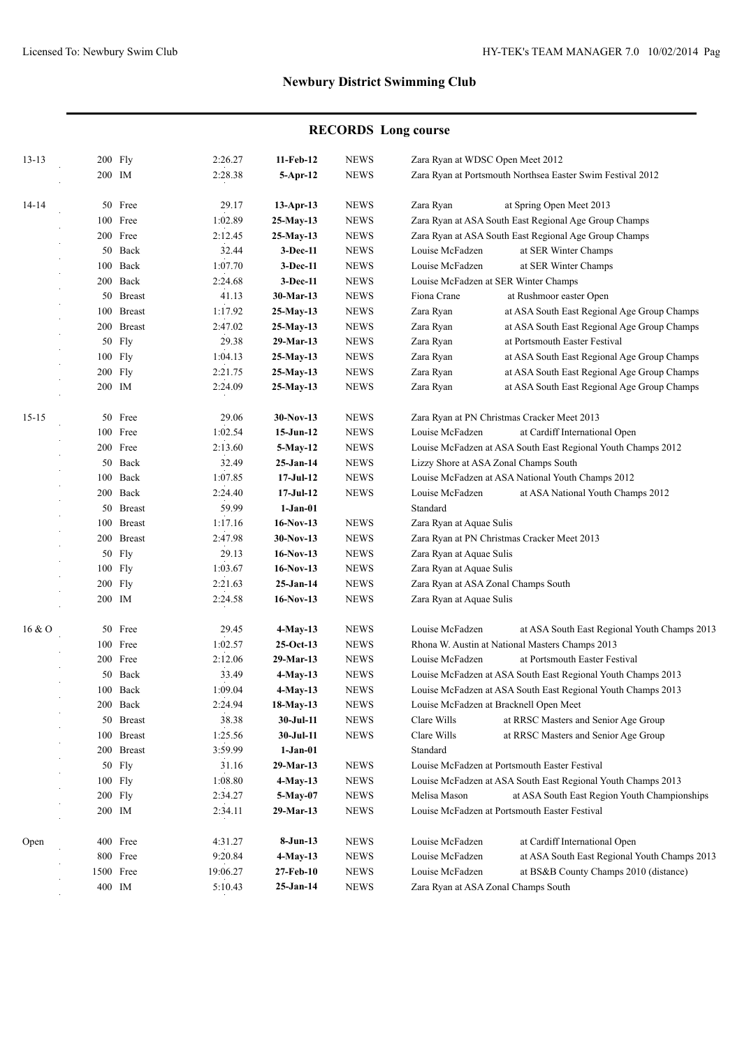## Newbury District Swimming Club

### RECORDS Long course

| Age | Event | Time | Date | Team | Details |
|---|---|---|---|---|---|
| 13-13 | 200 Fly | 2:26.27 | **11-Feb-12** | NEWS | Zara Ryan at WDSC Open Meet 2012 |
| | 200 IM | 2:28.38 | **5-Apr-12** | NEWS | Zara Ryan at Portsmouth Northsea Easter Swim Festival 2012 |
| 14-14 | 50 Free | 29.17 | **13-Apr-13** | NEWS | Zara Ryan at Spring Open Meet 2013 |
| | 100 Free | 1:02.89 | **25-May-13** | NEWS | Zara Ryan at ASA South East Regional Age Group Champs |
| | 200 Free | 2:12.45 | **25-May-13** | NEWS | Zara Ryan at ASA South East Regional Age Group Champs |
| | 50 Back | 32.44 | **3-Dec-11** | NEWS | Louise McFadzen at SER Winter Champs |
| | 100 Back | 1:07.70 | **3-Dec-11** | NEWS | Louise McFadzen at SER Winter Champs |
| | 200 Back | 2:24.68 | **3-Dec-11** | NEWS | Louise McFadzen at SER Winter Champs |
| | 50 Breast | 41.13 | **30-Mar-13** | NEWS | Fiona Crane at Rushmoor easter Open |
| | 100 Breast | 1:17.92 | **25-May-13** | NEWS | Zara Ryan at ASA South East Regional Age Group Champs |
| | 200 Breast | 2:47.02 | **25-May-13** | NEWS | Zara Ryan at ASA South East Regional Age Group Champs |
| | 50 Fly | 29.38 | **29-Mar-13** | NEWS | Zara Ryan at Portsmouth Easter Festival |
| | 100 Fly | 1:04.13 | **25-May-13** | NEWS | Zara Ryan at ASA South East Regional Age Group Champs |
| | 200 Fly | 2:21.75 | **25-May-13** | NEWS | Zara Ryan at ASA South East Regional Age Group Champs |
| | 200 IM | 2:24.09 | **25-May-13** | NEWS | Zara Ryan at ASA South East Regional Age Group Champs |
| 15-15 | 50 Free | 29.06 | **30-Nov-13** | NEWS | Zara Ryan at PN Christmas Cracker Meet 2013 |
| | 100 Free | 1:02.54 | **15-Jun-12** | NEWS | Louise McFadzen at Cardiff International Open |
| | 200 Free | 2:13.60 | **5-May-12** | NEWS | Louise McFadzen at ASA South East Regional Youth Champs 2012 |
| | 50 Back | 32.49 | **25-Jan-14** | NEWS | Lizzy Shore at ASA Zonal Champs South |
| | 100 Back | 1:07.85 | **17-Jul-12** | NEWS | Louise McFadzen at ASA National Youth Champs 2012 |
| | 200 Back | 2:24.40 | **17-Jul-12** | NEWS | Louise McFadzen at ASA National Youth Champs 2012 |
| | 50 Breast | 59.99 | **1-Jan-01** | | Standard |
| | 100 Breast | 1:17.16 | **16-Nov-13** | NEWS | Zara Ryan at Aquae Sulis |
| | 200 Breast | 2:47.98 | **30-Nov-13** | NEWS | Zara Ryan at PN Christmas Cracker Meet 2013 |
| | 50 Fly | 29.13 | **16-Nov-13** | NEWS | Zara Ryan at Aquae Sulis |
| | 100 Fly | 1:03.67 | **16-Nov-13** | NEWS | Zara Ryan at Aquae Sulis |
| | 200 Fly | 2:21.63 | **25-Jan-14** | NEWS | Zara Ryan at ASA Zonal Champs South |
| | 200 IM | 2:24.58 | **16-Nov-13** | NEWS | Zara Ryan at Aquae Sulis |
| 16 & O | 50 Free | 29.45 | **4-May-13** | NEWS | Louise McFadzen at ASA South East Regional Youth Champs 2013 |
| | 100 Free | 1:02.57 | **25-Oct-13** | NEWS | Rhona W. Austin at National Masters Champs 2013 |
| | 200 Free | 2:12.06 | **29-Mar-13** | NEWS | Louise McFadzen at Portsmouth Easter Festival |
| | 50 Back | 33.49 | **4-May-13** | NEWS | Louise McFadzen at ASA South East Regional Youth Champs 2013 |
| | 100 Back | 1:09.04 | **4-May-13** | NEWS | Louise McFadzen at ASA South East Regional Youth Champs 2013 |
| | 200 Back | 2:24.94 | **18-May-13** | NEWS | Louise McFadzen at Bracknell Open Meet |
| | 50 Breast | 38.38 | **30-Jul-11** | NEWS | Clare Wills at RRSC Masters and Senior Age Group |
| | 100 Breast | 1:25.56 | **30-Jul-11** | NEWS | Clare Wills at RRSC Masters and Senior Age Group |
| | 200 Breast | 3:59.99 | **1-Jan-01** | | Standard |
| | 50 Fly | 31.16 | **29-Mar-13** | NEWS | Louise McFadzen at Portsmouth Easter Festival |
| | 100 Fly | 1:08.80 | **4-May-13** | NEWS | Louise McFadzen at ASA South East Regional Youth Champs 2013 |
| | 200 Fly | 2:34.27 | **5-May-07** | NEWS | Melisa Mason at ASA South East Region Youth Championships |
| | 200 IM | 2:34.11 | **29-Mar-13** | NEWS | Louise McFadzen at Portsmouth Easter Festival |
| Open | 400 Free | 4:31.27 | **8-Jun-13** | NEWS | Louise McFadzen at Cardiff International Open |
| | 800 Free | 9:20.84 | **4-May-13** | NEWS | Louise McFadzen at ASA South East Regional Youth Champs 2013 |
| | 1500 Free | 19:06.27 | **27-Feb-10** | NEWS | Louise McFadzen at BS&B County Champs 2010 (distance) |
| | 400 IM | 5:10.43 | **25-Jan-14** | NEWS | Zara Ryan at ASA Zonal Champs South |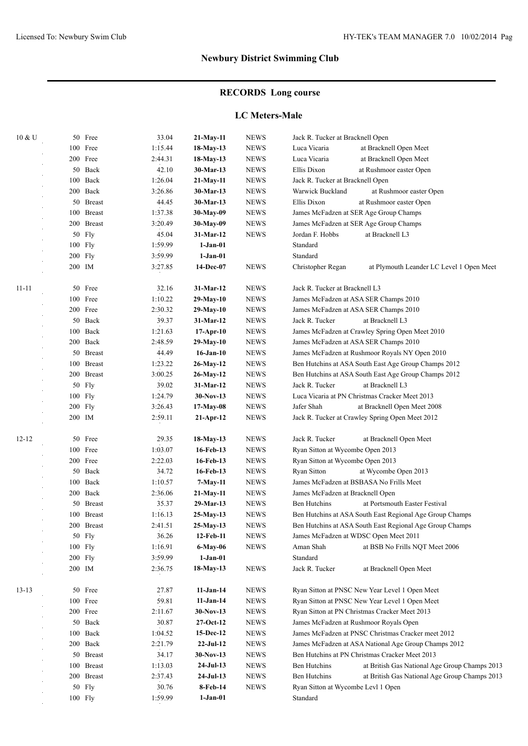# Newbury District Swimming Club

## RECORDS Long course

### LC Meters-Male

| Age | Event | Time | Date | Type | Details |
|---|---|---|---|---|---|
| 10 & U | 50 Free | 33.04 | **21-May-11** | NEWS | Jack R. Tucker at Bracknell Open |
| | 100 Free | 1:15.44 | **18-May-13** | NEWS | Luca Vicaria at Bracknell Open Meet |
| | 200 Free | 2:44.31 | **18-May-13** | NEWS | Luca Vicaria at Bracknell Open Meet |
| | 50 Back | 42.10 | **30-Mar-13** | NEWS | Ellis Dixon at Rushmoor easter Open |
| | 100 Back | 1:26.04 | **21-May-11** | NEWS | Jack R. Tucker at Bracknell Open |
| | 200 Back | 3:26.86 | **30-Mar-13** | NEWS | Warwick Buckland at Rushmoor easter Open |
| | 50 Breast | 44.45 | **30-Mar-13** | NEWS | Ellis Dixon at Rushmoor easter Open |
| | 100 Breast | 1:37.38 | **30-May-09** | NEWS | James McFadzen at SER Age Group Champs |
| | 200 Breast | 3:20.49 | **30-May-09** | NEWS | James McFadzen at SER Age Group Champs |
| | 50 Fly | 45.04 | **31-Mar-12** | NEWS | Jordan F. Hobbs at Bracknell L3 |
| | 100 Fly | 1:59.99 | **1-Jan-01** | | Standard |
| | 200 Fly | 3:59.99 | **1-Jan-01** | | Standard |
| | 200 IM | 3:27.85 | **14-Dec-07** | NEWS | Christopher Regan at Plymouth Leander LC Level 1 Open Meet |
| 11-11 | 50 Free | 32.16 | **31-Mar-12** | NEWS | Jack R. Tucker at Bracknell L3 |
| | 100 Free | 1:10.22 | **29-May-10** | NEWS | James McFadzen at ASA SER Champs 2010 |
| | 200 Free | 2:30.32 | **29-May-10** | NEWS | James McFadzen at ASA SER Champs 2010 |
| | 50 Back | 39.37 | **31-Mar-12** | NEWS | Jack R. Tucker at Bracknell L3 |
| | 100 Back | 1:21.63 | **17-Apr-10** | NEWS | James McFadzen at Crawley Spring Open Meet 2010 |
| | 200 Back | 2:48.59 | **29-May-10** | NEWS | James McFadzen at ASA SER Champs 2010 |
| | 50 Breast | 44.49 | **16-Jan-10** | NEWS | James McFadzen at Rushmoor Royals NY Open 2010 |
| | 100 Breast | 1:23.22 | **26-May-12** | NEWS | Ben Hutchins at ASA South East Age Group Champs 2012 |
| | 200 Breast | 3:00.25 | **26-May-12** | NEWS | Ben Hutchins at ASA South East Age Group Champs 2012 |
| | 50 Fly | 39.02 | **31-Mar-12** | NEWS | Jack R. Tucker at Bracknell L3 |
| | 100 Fly | 1:24.79 | **30-Nov-13** | NEWS | Luca Vicaria at PN Christmas Cracker Meet 2013 |
| | 200 Fly | 3:26.43 | **17-May-08** | NEWS | Jafer Shah at Bracknell Open Meet 2008 |
| | 200 IM | 2:59.11 | **21-Apr-12** | NEWS | Jack R. Tucker at Crawley Spring Open Meet 2012 |
| 12-12 | 50 Free | 29.35 | **18-May-13** | NEWS | Jack R. Tucker at Bracknell Open Meet |
| | 100 Free | 1:03.07 | **16-Feb-13** | NEWS | Ryan Sitton at Wycombe Open 2013 |
| | 200 Free | 2:22.03 | **16-Feb-13** | NEWS | Ryan Sitton at Wycombe Open 2013 |
| | 50 Back | 34.72 | **16-Feb-13** | NEWS | Ryan Sitton at Wycombe Open 2013 |
| | 100 Back | 1:10.57 | **7-May-11** | NEWS | James McFadzen at BSBASA No Frills Meet |
| | 200 Back | 2:36.06 | **21-May-11** | NEWS | James McFadzen at Bracknell Open |
| | 50 Breast | 35.37 | **29-Mar-13** | NEWS | Ben Hutchins at Portsmouth Easter Festival |
| | 100 Breast | 1:16.13 | **25-May-13** | NEWS | Ben Hutchins at ASA South East Regional Age Group Champs |
| | 200 Breast | 2:41.51 | **25-May-13** | NEWS | Ben Hutchins at ASA South East Regional Age Group Champs |
| | 50 Fly | 36.26 | **12-Feb-11** | NEWS | James McFadzen at WDSC Open Meet 2011 |
| | 100 Fly | 1:16.91 | **6-May-06** | NEWS | Aman Shah at BSB No Frills NQT Meet 2006 |
| | 200 Fly | 3:59.99 | **1-Jan-01** | | Standard |
| | 200 IM | 2:36.75 | **18-May-13** | NEWS | Jack R. Tucker at Bracknell Open Meet |
| 13-13 | 50 Free | 27.87 | **11-Jan-14** | NEWS | Ryan Sitton at PNSC New Year Level 1 Open Meet |
| | 100 Free | 59.81 | **11-Jan-14** | NEWS | Ryan Sitton at PNSC New Year Level 1 Open Meet |
| | 200 Free | 2:11.67 | **30-Nov-13** | NEWS | Ryan Sitton at PN Christmas Cracker Meet 2013 |
| | 50 Back | 30.87 | **27-Oct-12** | NEWS | James McFadzen at Rushmoor Royals Open |
| | 100 Back | 1:04.52 | **15-Dec-12** | NEWS | James McFadzen at PNSC Christmas Cracker meet 2012 |
| | 200 Back | 2:21.79 | **22-Jul-12** | NEWS | James McFadzen at ASA National Age Group Champs 2012 |
| | 50 Breast | 34.17 | **30-Nov-13** | NEWS | Ben Hutchins at PN Christmas Cracker Meet 2013 |
| | 100 Breast | 1:13.03 | **24-Jul-13** | NEWS | Ben Hutchins at British Gas National Age Group Champs 2013 |
| | 200 Breast | 2:37.43 | **24-Jul-13** | NEWS | Ben Hutchins at British Gas National Age Group Champs 2013 |
| | 50 Fly | 30.76 | **8-Feb-14** | NEWS | Ryan Sitton at Wycombe Levl 1 Open |
| | 100 Fly | 1:59.99 | **1-Jan-01** | | Standard |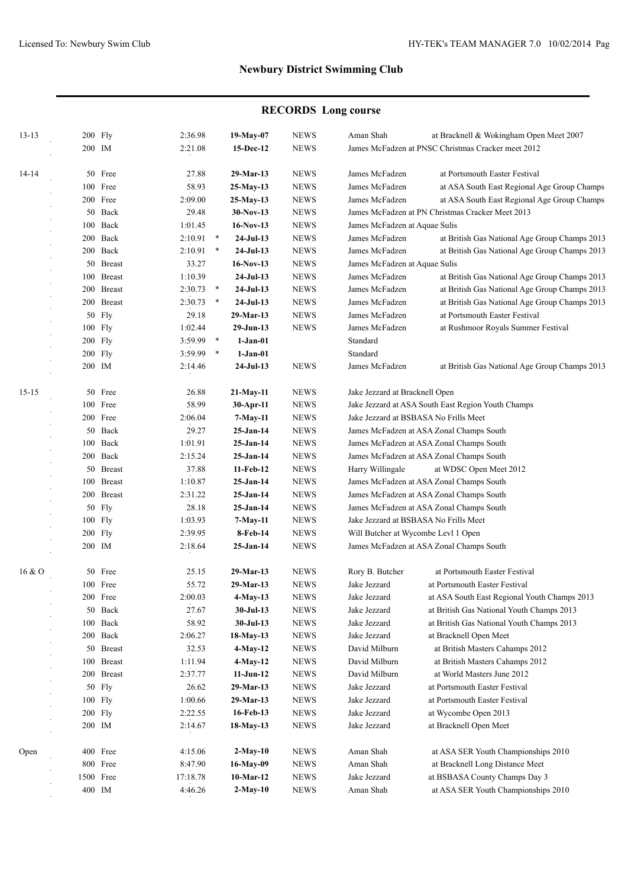## Newbury District Swimming Club

### RECORDS Long course

| | | | | | | | | |
|---|---|---|---|---|---|---|---|---|
| 13-13 | 200 | Fly | 2:36.98 | | 19-May-07 | NEWS | Aman Shah | at Bracknell & Wokingham Open Meet 2007 |
| | 200 | IM | 2:21.08 | | 15-Dec-12 | NEWS | James McFadzen at PNSC Christmas Cracker meet 2012 | |
| 14-14 | 50 | Free | 27.88 | | 29-Mar-13 | NEWS | James McFadzen | at Portsmouth Easter Festival |
| | 100 | Free | 58.93 | | 25-May-13 | NEWS | James McFadzen | at ASA South East Regional Age Group Champs |
| | 200 | Free | 2:09.00 | | 25-May-13 | NEWS | James McFadzen | at ASA South East Regional Age Group Champs |
| | 50 | Back | 29.48 | | 30-Nov-13 | NEWS | James McFadzen at PN Christmas Cracker Meet 2013 | |
| | 100 | Back | 1:01.45 | | 16-Nov-13 | NEWS | James McFadzen at Aquae Sulis | |
| | 200 | Back | 2:10.91 | * | 24-Jul-13 | NEWS | James McFadzen | at British Gas National Age Group Champs 2013 |
| | 200 | Back | 2:10.91 | * | 24-Jul-13 | NEWS | James McFadzen | at British Gas National Age Group Champs 2013 |
| | 50 | Breast | 33.27 | | 16-Nov-13 | NEWS | James McFadzen at Aquae Sulis | |
| | 100 | Breast | 1:10.39 | | 24-Jul-13 | NEWS | James McFadzen | at British Gas National Age Group Champs 2013 |
| | 200 | Breast | 2:30.73 | * | 24-Jul-13 | NEWS | James McFadzen | at British Gas National Age Group Champs 2013 |
| | 200 | Breast | 2:30.73 | * | 24-Jul-13 | NEWS | James McFadzen | at British Gas National Age Group Champs 2013 |
| | 50 | Fly | 29.18 | | 29-Mar-13 | NEWS | James McFadzen | at Portsmouth Easter Festival |
| | 100 | Fly | 1:02.44 | | 29-Jun-13 | NEWS | James McFadzen | at Rushmoor Royals Summer Festival |
| | 200 | Fly | 3:59.99 | * | 1-Jan-01 | | Standard | |
| | 200 | Fly | 3:59.99 | * | 1-Jan-01 | | Standard | |
| | 200 | IM | 2:14.46 | | 24-Jul-13 | NEWS | James McFadzen | at British Gas National Age Group Champs 2013 |
| 15-15 | 50 | Free | 26.88 | | 21-May-11 | NEWS | Jake Jezzard at Bracknell Open | |
| | 100 | Free | 58.99 | | 30-Apr-11 | NEWS | Jake Jezzard at ASA South East Region Youth Champs | |
| | 200 | Free | 2:06.04 | | 7-May-11 | NEWS | Jake Jezzard at BSBASA No Frills Meet | |
| | 50 | Back | 29.27 | | 25-Jan-14 | NEWS | James McFadzen at ASA Zonal Champs South | |
| | 100 | Back | 1:01.91 | | 25-Jan-14 | NEWS | James McFadzen at ASA Zonal Champs South | |
| | 200 | Back | 2:15.24 | | 25-Jan-14 | NEWS | James McFadzen at ASA Zonal Champs South | |
| | 50 | Breast | 37.88 | | 11-Feb-12 | NEWS | Harry Willingale | at WDSC Open Meet 2012 |
| | 100 | Breast | 1:10.87 | | 25-Jan-14 | NEWS | James McFadzen at ASA Zonal Champs South | |
| | 200 | Breast | 2:31.22 | | 25-Jan-14 | NEWS | James McFadzen at ASA Zonal Champs South | |
| | 50 | Fly | 28.18 | | 25-Jan-14 | NEWS | James McFadzen at ASA Zonal Champs South | |
| | 100 | Fly | 1:03.93 | | 7-May-11 | NEWS | Jake Jezzard at BSBASA No Frills Meet | |
| | 200 | Fly | 2:39.95 | | 8-Feb-14 | NEWS | Will Butcher at Wycombe Levl 1 Open | |
| | 200 | IM | 2:18.64 | | 25-Jan-14 | NEWS | James McFadzen at ASA Zonal Champs South | |
| 16 & O | 50 | Free | 25.15 | | 29-Mar-13 | NEWS | Rory B. Butcher | at Portsmouth Easter Festival |
| | 100 | Free | 55.72 | | 29-Mar-13 | NEWS | Jake Jezzard | at Portsmouth Easter Festival |
| | 200 | Free | 2:00.03 | | 4-May-13 | NEWS | Jake Jezzard | at ASA South East Regional Youth Champs 2013 |
| | 50 | Back | 27.67 | | 30-Jul-13 | NEWS | Jake Jezzard | at British Gas National Youth Champs 2013 |
| | 100 | Back | 58.92 | | 30-Jul-13 | NEWS | Jake Jezzard | at British Gas National Youth Champs 2013 |
| | 200 | Back | 2:06.27 | | 18-May-13 | NEWS | Jake Jezzard | at Bracknell Open Meet |
| | 50 | Breast | 32.53 | | 4-May-12 | NEWS | David Milburn | at British Masters Cahamps 2012 |
| | 100 | Breast | 1:11.94 | | 4-May-12 | NEWS | David Milburn | at British Masters Cahamps 2012 |
| | 200 | Breast | 2:37.77 | | 11-Jun-12 | NEWS | David Milburn | at World Masters June 2012 |
| | 50 | Fly | 26.62 | | 29-Mar-13 | NEWS | Jake Jezzard | at Portsmouth Easter Festival |
| | 100 | Fly | 1:00.66 | | 29-Mar-13 | NEWS | Jake Jezzard | at Portsmouth Easter Festival |
| | 200 | Fly | 2:22.55 | | 16-Feb-13 | NEWS | Jake Jezzard | at Wycombe Open 2013 |
| | 200 | IM | 2:14.67 | | 18-May-13 | NEWS | Jake Jezzard | at Bracknell Open Meet |
| Open | 400 | Free | 4:15.06 | | 2-May-10 | NEWS | Aman Shah | at ASA SER Youth Championships 2010 |
| | 800 | Free | 8:47.90 | | 16-May-09 | NEWS | Aman Shah | at Bracknell Long Distance Meet |
| | 1500 | Free | 17:18.78 | | 10-Mar-12 | NEWS | Jake Jezzard | at BSBASA County Champs Day 3 |
| | 400 | IM | 4:46.26 | | 2-May-10 | NEWS | Aman Shah | at ASA SER Youth Championships 2010 |